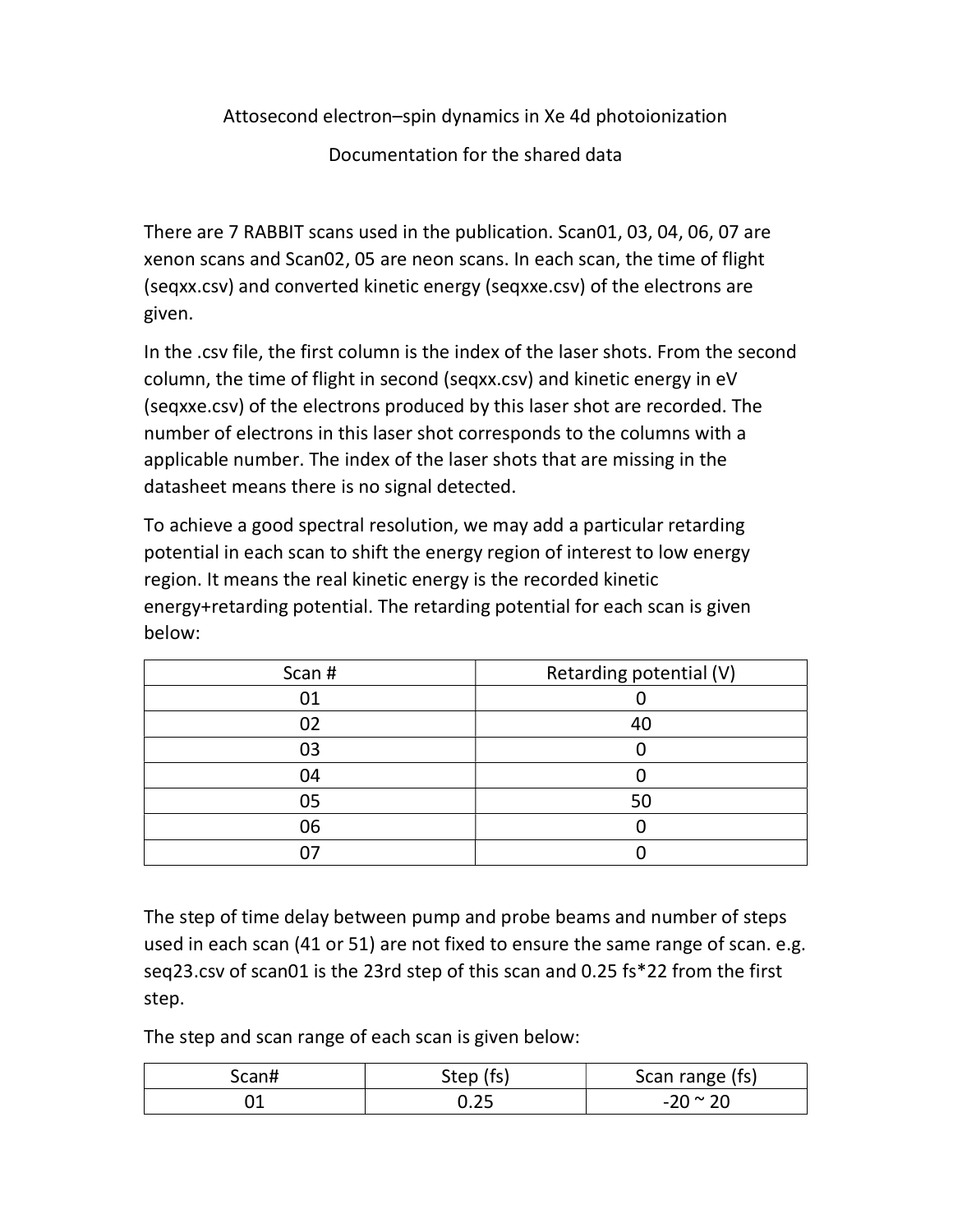# Attosecond electron–spin dynamics in Xe 4d photoionization

## Documentation for the shared data

There are 7 RABBIT scans used in the publication. Scan01, 03, 04, 06, 07 are xenon scans and Scan02, 05 are neon scans. In each scan, the time of flight (seqxx.csv) and converted kinetic energy (seqxxe.csv) of the electrons are given.

In the .csv file, the first column is the index of the laser shots. From the second column, the time of flight in second (seqxx.csv) and kinetic energy in eV (seqxxe.csv) of the electrons produced by this laser shot are recorded. The number of electrons in this laser shot corresponds to the columns with a applicable number. The index of the laser shots that are missing in the datasheet means there is no signal detected.

To achieve a good spectral resolution, we may add a particular retarding potential in each scan to shift the energy region of interest to low energy region. It means the real kinetic energy is the recorded kinetic energy+retarding potential. The retarding potential for each scan is given below:

| Scan # | Retarding potential (V) |
| --- | --- |
| 01 | 0 |
| 02 | 40 |
| 03 | 0 |
| 04 | 0 |
| 05 | 50 |
| 06 | 0 |
| 07 | 0 |

The step of time delay between pump and probe beams and number of steps used in each scan (41 or 51) are not fixed to ensure the same range of scan. e.g. seq23.csv of scan01 is the 23rd step of this scan and 0.25 fs*22 from the first step.

The step and scan range of each scan is given below:

| Scan# | Step (fs) | Scan range (fs) |
| --- | --- | --- |
| 01 | 0.25 | -20 ~ 20 |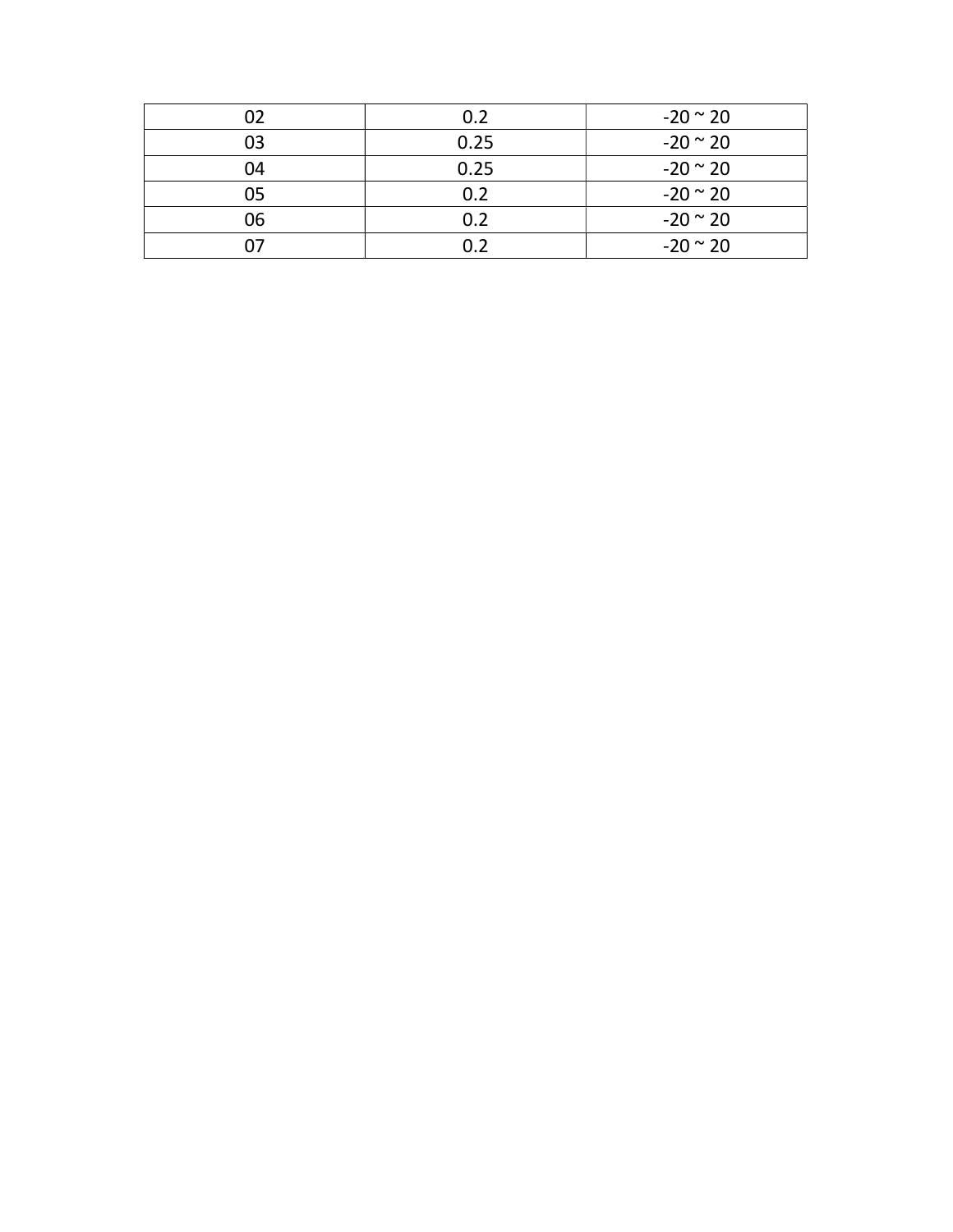| | | |
|---|---|---|
| 02 | 0.2 | -20 ~ 20 |
| 03 | 0.25 | -20 ~ 20 |
| 04 | 0.25 | -20 ~ 20 |
| 05 | 0.2 | -20 ~ 20 |
| 06 | 0.2 | -20 ~ 20 |
| 07 | 0.2 | -20 ~ 20 |